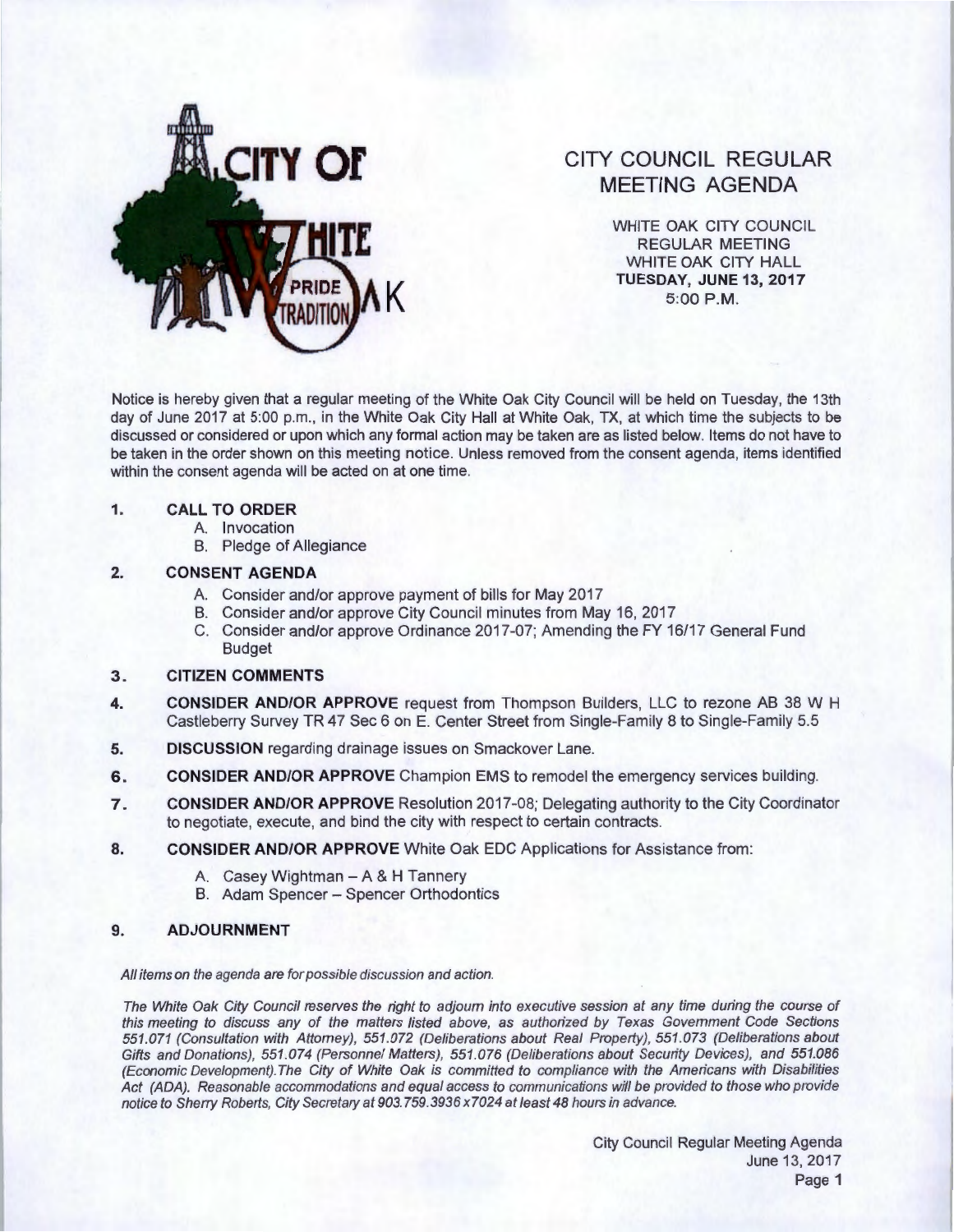CITY OF WHITE OAK

PRIDE TRADITION

# CITY COUNCIL REGULAR MEETING AGENDA

WHITE OAK CITY COUNCIL
REGULAR MEETING
WHITE OAK CITY HALL
**TUESDAY, JUNE 13, 2017**
5:00 P.M.

Notice is hereby given that a regular meeting of the White Oak City Council will be held on Tuesday, the 13th day of June 2017 at 5:00 p.m., in the White Oak City Hall at White Oak, TX, at which time the subjects to be discussed or considered or upon which any formal action may be taken are as listed below. Items do not have to be taken in the order shown on this meeting notice. Unless removed from the consent agenda, items identified within the consent agenda will be acted on at one time.

1. **CALL TO ORDER**
   A. Invocation
   B. Pledge of Allegiance

2. **CONSENT AGENDA**
   A. Consider and/or approve payment of bills for May 2017
   B. Consider and/or approve City Council minutes from May 16, 2017
   C. Consider and/or approve Ordinance 2017-07; Amending the FY 16/17 General Fund Budget

3. **CITIZEN COMMENTS**

4. **CONSIDER AND/OR APPROVE** request from Thompson Builders, LLC to rezone AB 38 W H Castleberry Survey TR 47 Sec 6 on E. Center Street from Single-Family 8 to Single-Family 5.5

5. **DISCUSSION** regarding drainage issues on Smackover Lane.

6. **CONSIDER AND/OR APPROVE** Champion EMS to remodel the emergency services building.

7. **CONSIDER AND/OR APPROVE** Resolution 2017-08; Delegating authority to the City Coordinator to negotiate, execute, and bind the city with respect to certain contracts.

8. **CONSIDER AND/OR APPROVE** White Oak EDC Applications for Assistance from:
   A. Casey Wightman – A & H Tannery
   B. Adam Spencer – Spencer Orthodontics

9. **ADJOURNMENT**

*All items on the agenda are for possible discussion and action.*

*The White Oak City Council reserves the right to adjourn into executive session at any time during the course of this meeting to discuss any of the matters listed above, as authorized by Texas Government Code Sections 551.071 (Consultation with Attorney), 551.072 (Deliberations about Real Property), 551.073 (Deliberations about Gifts and Donations), 551.074 (Personnel Matters), 551.076 (Deliberations about Security Devices), and 551.086 (Economic Development). The City of White Oak is committed to compliance with the Americans with Disabilities Act (ADA). Reasonable accommodations and equal access to communications will be provided to those who provide notice to Sherry Roberts, City Secretary at 903.759.3936 x7024 at least 48 hours in advance.*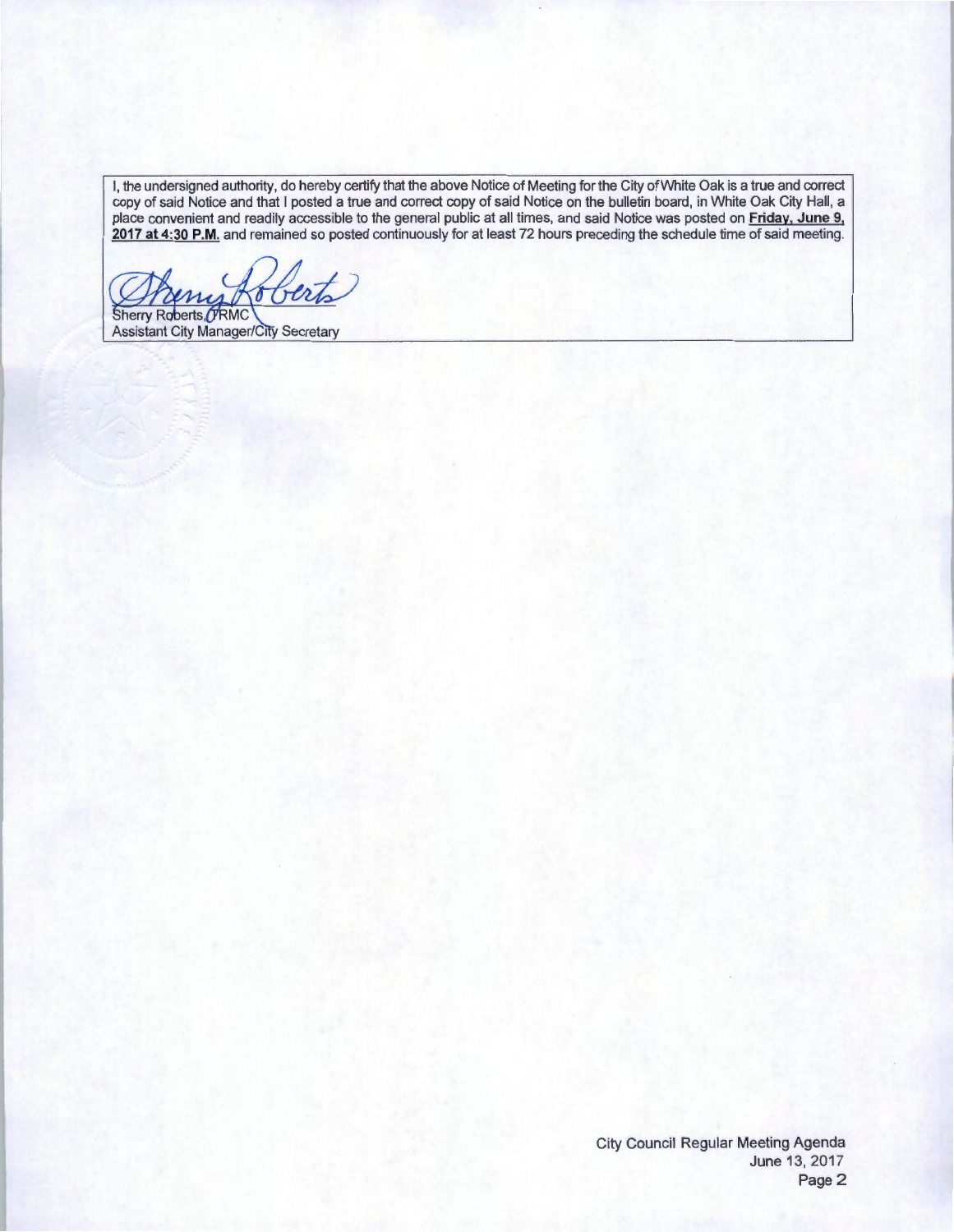I, the undersigned authority, do hereby certify that the above Notice of Meeting for the City of White Oak is a true and correct copy of said Notice and that I posted a true and correct copy of said Notice on the bulletin board, in White Oak City Hall, a place convenient and readily accessible to the general public at all times, and said Notice was posted on **Friday, June 9, 2017 at 4:30 P.M.** and remained so posted continuously for at least 72 hours preceding the schedule time of said meeting.

Sherry Roberts, TRMC
Assistant City Manager/City Secretary